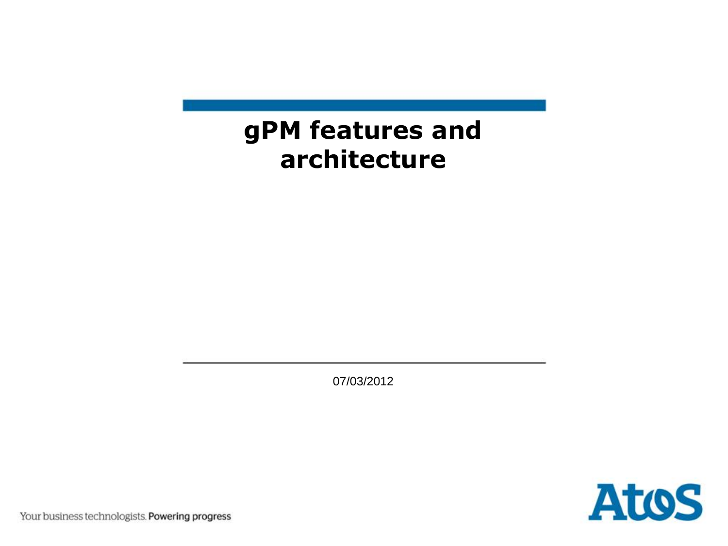# gPM features and architecture

07/03/2012

Your business technologists. Powering progress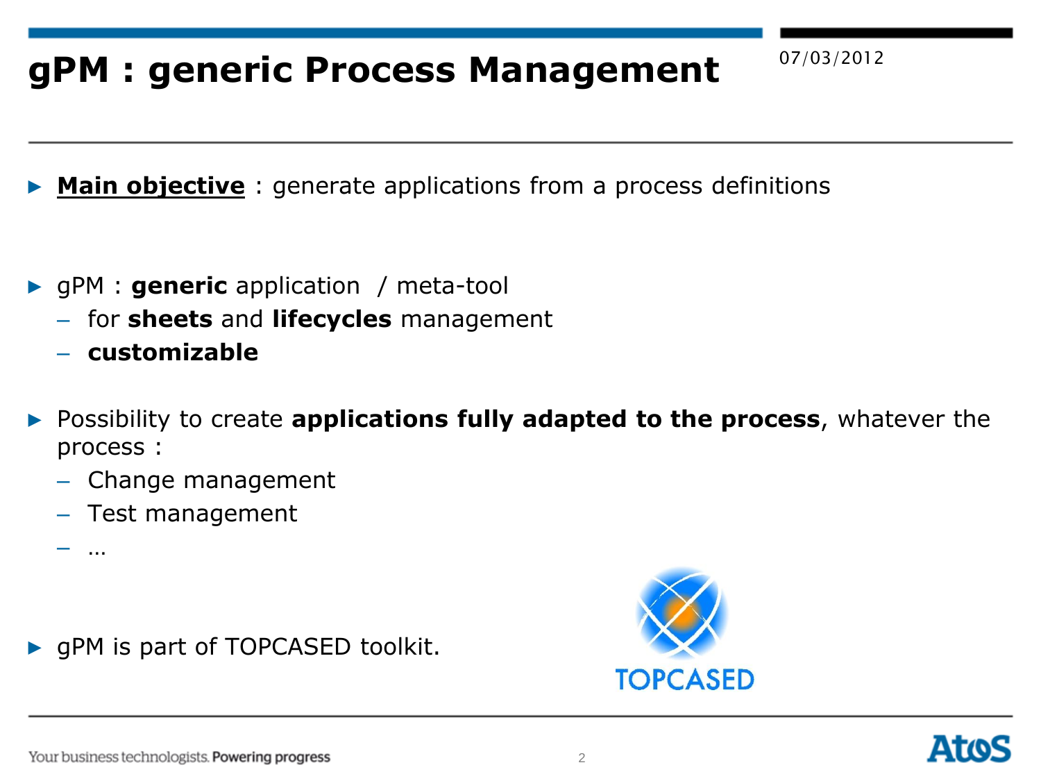# gPM : generic Process Management

07/03/2012

- **Main objective** : generate applications from a process definitions

- gPM : **generic** application / meta-tool
  - for **sheets** and **lifecycles** management
  - **customizable**

- Possibility to create **applications fully adapted to the process**, whatever the process :
  - Change management
  - Test management
  - …

- gPM is part of TOPCASED toolkit.

TOPCASED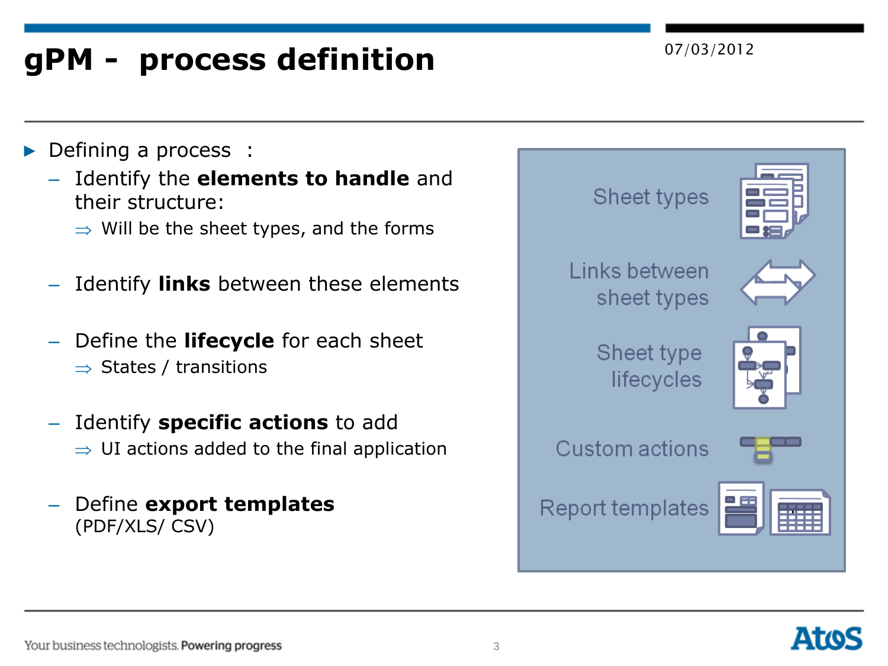# gPM - process definition

07/03/2012

- Defining a process :
  - Identify the **elements to handle** and their structure:
    - ⇒ Will be the sheet types, and the forms
  - Identify **links** between these elements
  - Define the **lifecycle** for each sheet
    - ⇒ States / transitions
  - Identify **specific actions** to add
    - ⇒ UI actions added to the final application
  - Define **export templates** (PDF/XLS/ CSV)

Sheet types

Links between sheet types

Sheet type lifecycles

Custom actions

Report templates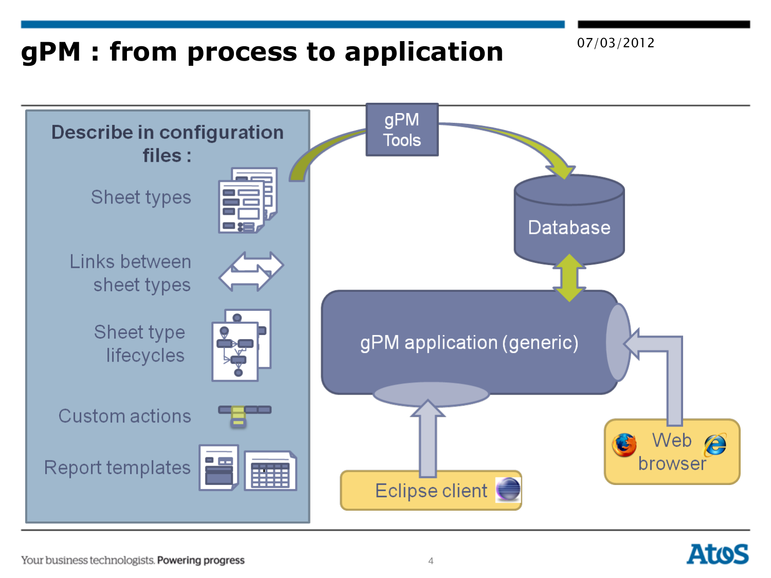# gPM : from process to application

07/03/2012

**Describe in configuration files :**

- Sheet types
- Links between sheet types
- Sheet type lifecycles
- Custom actions
- Report templates

gPM Tools

Database

gPM application (generic)

Eclipse client

Web browser

Your business technologists. Powering progress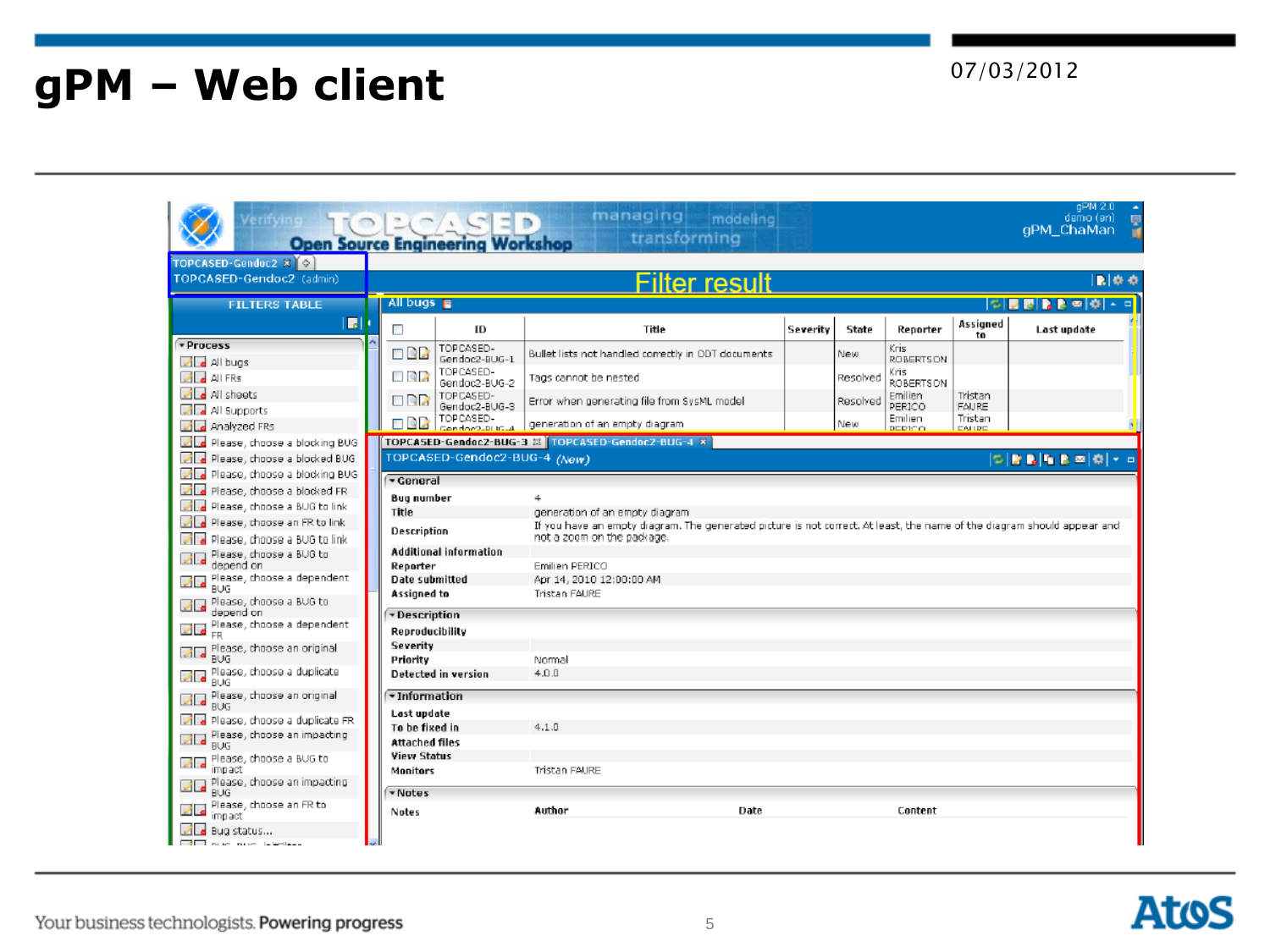# gPM – Web client

07/03/2012

TOPCASED-Gendoc2 (admin)

Filter result

FILTERS TABLE

Process
- All bugs
- All FRs
- All sheets
- All Supports
- Analyzed FRs
- Please, choose a blocking BUG
- Please, choose a blocked BUG
- Please, choose a blocking BUG
- Please, choose a blocked FR
- Please, choose a BUG to link
- Please, choose an FR to link
- Please, choose a BUG to link
- Please, choose a BUG to depend on
- Please, choose a dependent BUG
- Please, choose a BUG to depend on
- Please, choose a dependent FR
- Please, choose an original BUG
- Please, choose a duplicate BUG
- Please, choose an original BUG
- Please, choose a duplicate FR
- Please, choose an impacting BUG
- Please, choose a BUG to impact
- Please, choose an impacting BUG
- Please, choose an FR to impact
- Bug status...

All bugs

| ID | Title | Severity | State | Reporter | Assigned to | Last update |
|---|---|---|---|---|---|---|
| TOPCASED-Gendoc2-BUG-1 | Bullet lists not handled correctly in ODT documents | | New | Kris ROBERTSON | | |
| TOPCASED-Gendoc2-BUG-2 | Tags cannot be nested | | Resolved | Kris ROBERTSON | | |
| TOPCASED-Gendoc2-BUG-3 | Error when generating file from SysML model | | Resolved | Emilien PERICO | Tristan FAURE | |
| TOPCASED-Gendoc2-BUG-4 | generation of an empty diagram | | New | Emilien PERICO | Tristan FAURE | |

TOPCASED-Gendoc2-BUG-4 *(New)*

**General**

| | |
|---|---|
| Bug number | 4 |
| Title | generation of an empty diagram |
| Description | If you have an empty diagram. The generated picture is not correct. At least, the name of the diagram should appear and not a zoom on the package. |
| Additional information | |
| Reporter | Emilien PERICO |
| Date submitted | Apr 14, 2010 12:00:00 AM |
| Assigned to | Tristan FAURE |

**Description**

| | |
|---|---|
| Reproducibility | |
| Severity | |
| Priority | Normal |
| Detected in version | 4.0.0 |

**Information**

| | |
|---|---|
| Last update | |
| To be fixed in | 4.1.0 |
| Attached files | |
| View Status | |
| Monitors | Tristan FAURE |

**Notes**

| Notes | Author | Date | Content |
|---|---|---|---|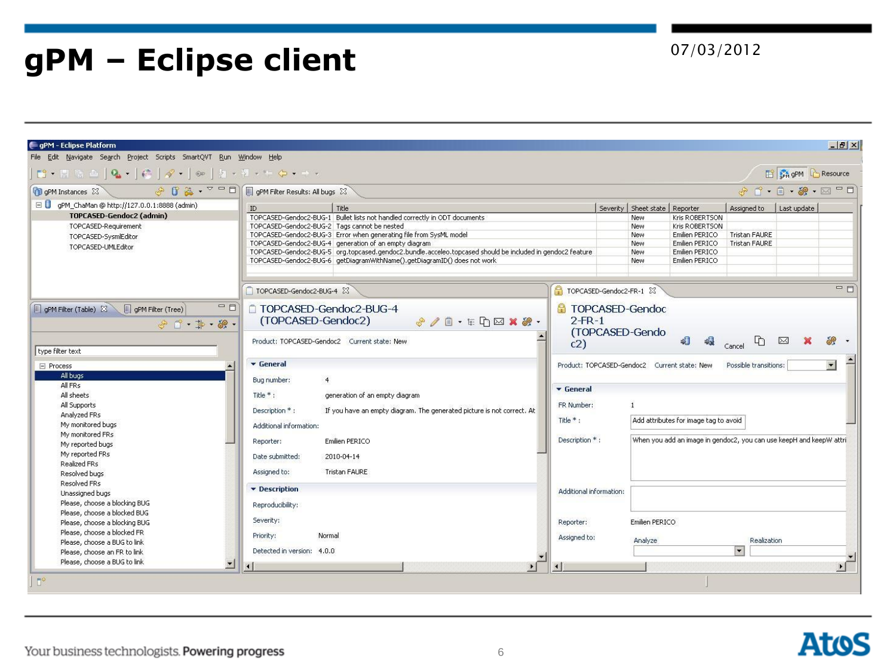# gPM – Eclipse client

07/03/2012

gPM - Eclipse Platform

File Edit Navigate Search Project Scripts SmartQVT Run Window Help

gPM Instances

- gPM_ChaMan @ http://127.0.0.1:8888 (admin)
  - **TOPCASED-Gendoc2 (admin)**
  - TOPCASED-Requirement
  - TOPCASED-SysmlEditor
  - TOPCASED-UMLEditor

gPM Filter Results: All bugs

| ID | Title | Severity | Sheet state | Reporter | Assigned to | Last update |
|---|---|---|---|---|---|---|
| TOPCASED-Gendoc2-BUG-1 | Bullet lists not handled correctly in ODT documents | | New | Kris ROBERTSON | | |
| TOPCASED-Gendoc2-BUG-2 | Tags cannot be nested | | New | Kris ROBERTSON | | |
| TOPCASED-Gendoc2-BUG-3 | Error when generating file from SysML model | | New | Emilien PERICO | Tristan FAURE | |
| TOPCASED-Gendoc2-BUG-4 | generation of an empty diagram | | New | Emilien PERICO | Tristan FAURE | |
| TOPCASED-Gendoc2-BUG-5 | org.topcased.gendoc2.bundle.acceleo.topcased should be included in gendoc2 feature | | New | Emilien PERICO | | |
| TOPCASED-Gendoc2-BUG-6 | getDiagramWithName().getDiagramID() does not work | | New | Emilien PERICO | | |

gPM Filter (Table) | gPM Filter (Tree)

type filter text

- Process
  - All bugs
  - All FRs
  - All sheets
  - All Supports
  - Analyzed FRs
  - My monitored bugs
  - My monitored FRs
  - My reported bugs
  - My reported FRs
  - Realized FRs
  - Resolved bugs
  - Resolved FRs
  - Unassigned bugs
  - Please, choose a blocking BUG
  - Please, choose a blocked BUG
  - Please, choose a blocking BUG
  - Please, choose a blocked FR
  - Please, choose a BUG to link
  - Please, choose an FR to link
  - Please, choose a BUG to link

TOPCASED-Gendoc2-BUG-4

**TOPCASED-Gendoc2-BUG-4 (TOPCASED-Gendoc2)**

Product: TOPCASED-Gendoc2 Current state: New

**General**

- Bug number: 4
- Title * : generation of an empty diagram
- Description * : If you have an empty diagram. The generated picture is not correct. At
- Additional information:
- Reporter: Emilien PERICO
- Date submitted: 2010-04-14
- Assigned to: Tristan FAURE

**Description**

- Reproducibility:
- Severity:
- Priority: Normal
- Detected in version: 4.0.0

TOPCASED-Gendoc2-FR-1

**TOPCASED-Gendoc2-FR-1 (TOPCASED-Gendoc2)**

Cancel

Product: TOPCASED-Gendoc2 Current state: New Possible transitions:

**General**

- FR Number: 1
- Title * : Add attributes for image tag to avoid
- Description * : When you add an image in gendoc2, you can use keepH and keepW attri
- Additional information:
- Reporter: Emilien PERICO
- Assigned to: Analyze / Realization

Your business technologists. **Powering progress**

Atos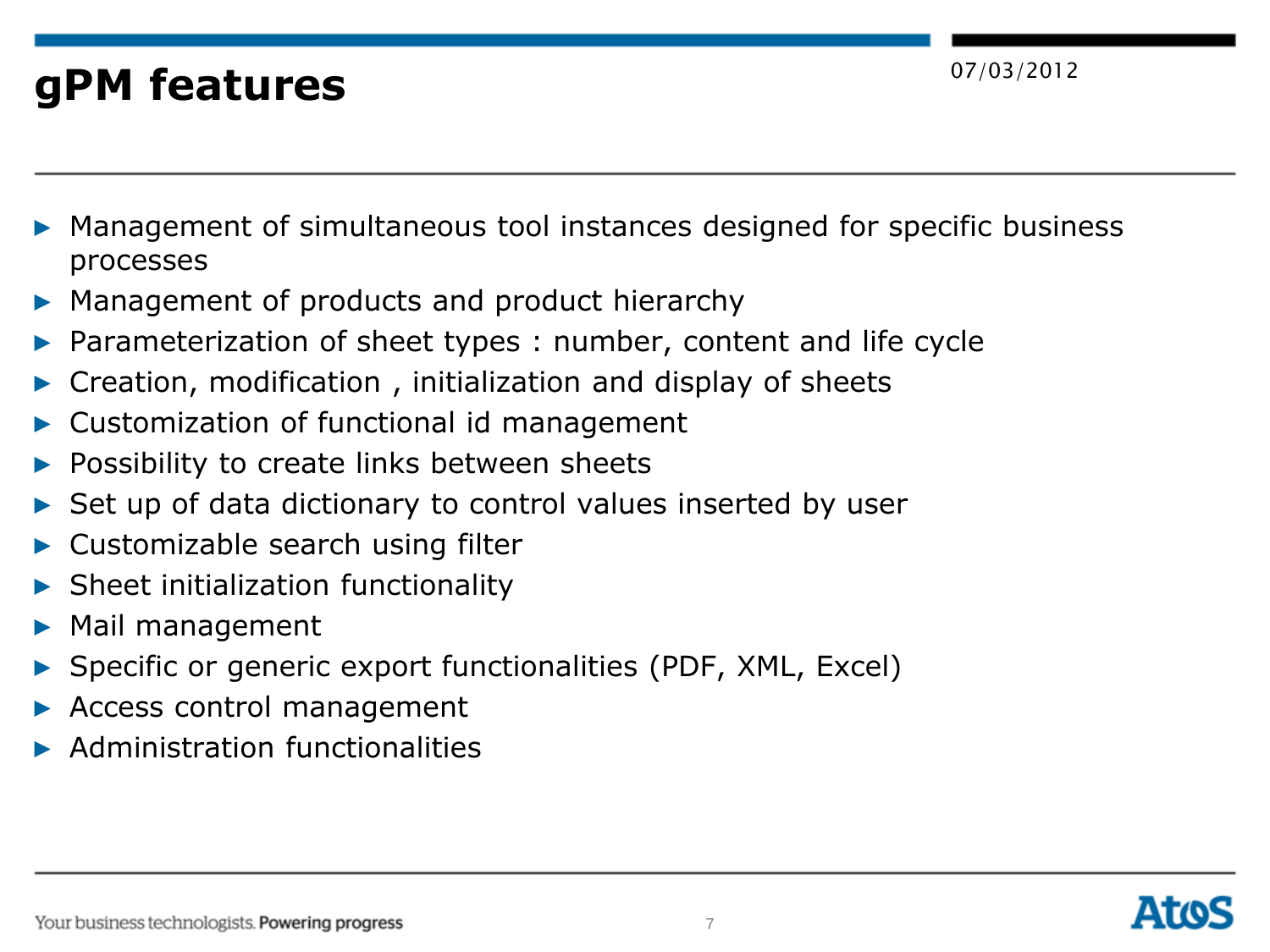# gPM features

- Management of simultaneous tool instances designed for specific business processes
- Management of products and product hierarchy
- Parameterization of sheet types : number, content and life cycle
- Creation, modification , initialization and display of sheets
- Customization of functional id management
- Possibility to create links between sheets
- Set up of data dictionary to control values inserted by user
- Customizable search using filter
- Sheet initialization functionality
- Mail management
- Specific or generic export functionalities (PDF, XML, Excel)
- Access control management
- Administration functionalities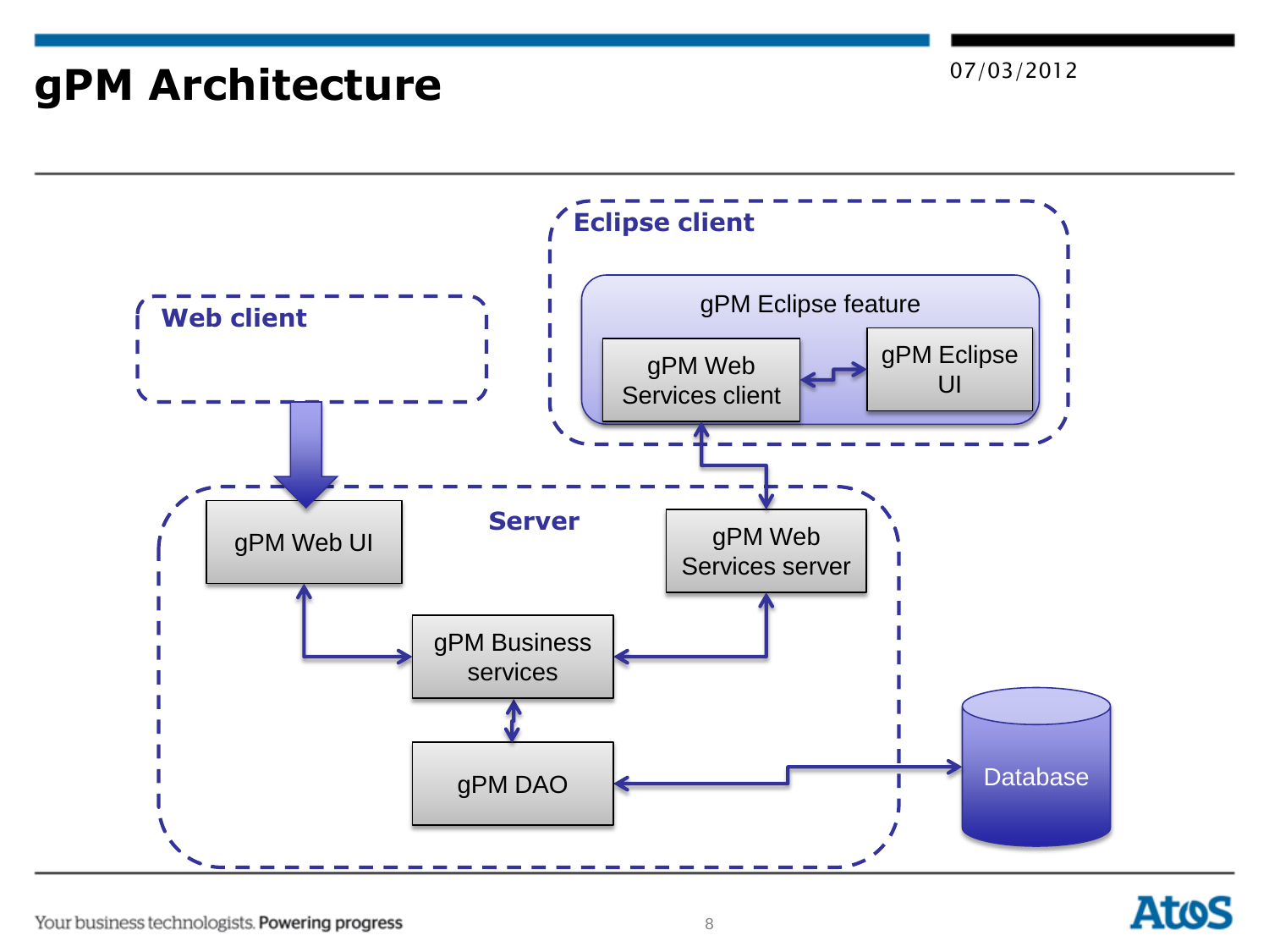# gPM Architecture

07/03/2012

**Eclipse client**

gPM Eclipse feature

gPM Web Services client

gPM Eclipse UI

**Web client**

**Server**

gPM Web UI

gPM Web Services server

gPM Business services

gPM DAO

Database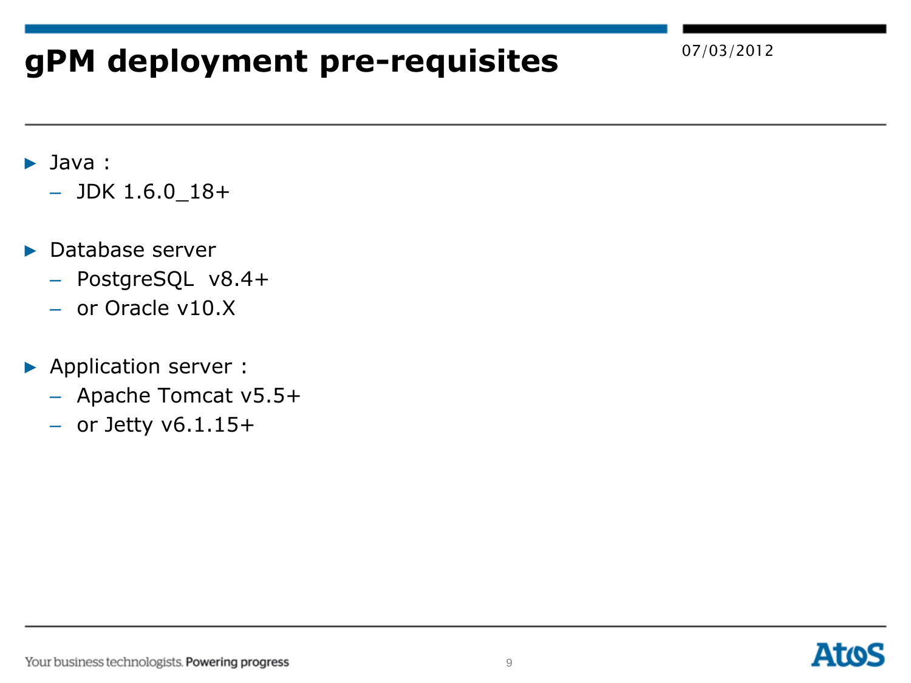# gPM deployment pre-requisites

07/03/2012

- Java :
  - JDK 1.6.0_18+

- Database server
  - PostgreSQL v8.4+
  - or Oracle v10.X

- Application server :
  - Apache Tomcat v5.5+
  - or Jetty v6.1.15+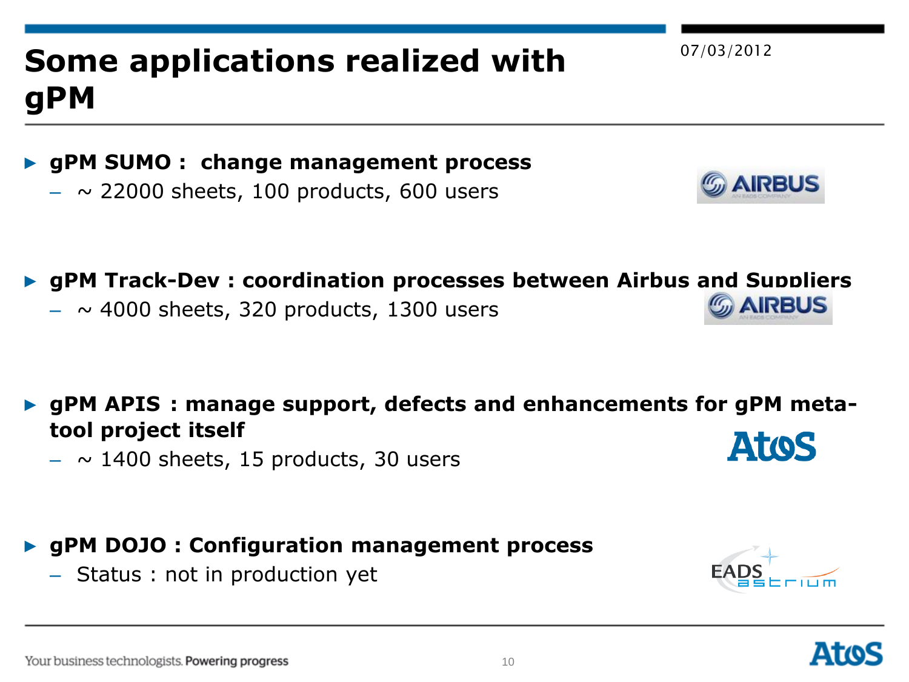# Some applications realized with gPM

07/03/2012

- **gPM SUMO : change management process**
  - ~ 22000 sheets, 100 products, 600 users

- **gPM Track-Dev : coordination processes between Airbus and Suppliers**
  - ~ 4000 sheets, 320 products, 1300 users

- **gPM APIS : manage support, defects and enhancements for gPM meta-tool project itself**
  - ~ 1400 sheets, 15 products, 30 users

- **gPM DOJO : Configuration management process**
  - Status : not in production yet